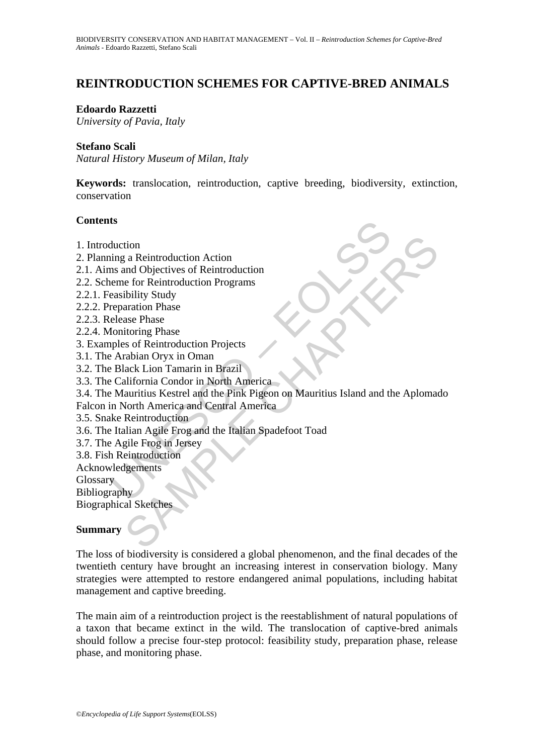# REINTRODUCTION SCHEMES FOR CAPTIVE-BRED ANIMALS

**Edoardo Razzetti**
*University of Pavia, Italy*

**Stefano Scali**
*Natural History Museum of Milan, Italy*

**Keywords:** translocation, reintroduction, captive breeding, biodiversity, extinction, conservation

**Contents**

1. Introduction
2. Planning a Reintroduction Action
2.1. Aims and Objectives of Reintroduction
2.2. Scheme for Reintroduction Programs
2.2.1. Feasibility Study
2.2.2. Preparation Phase
2.2.3. Release Phase
2.2.4. Monitoring Phase
3. Examples of Reintroduction Projects
3.1. The Arabian Oryx in Oman
3.2. The Black Lion Tamarin in Brazil
3.3. The California Condor in North America
3.4. The Mauritius Kestrel and the Pink Pigeon on Mauritius Island and the Aplomado Falcon in North America and Central America
3.5. Snake Reintroduction
3.6. The Italian Agile Frog and the Italian Spadefoot Toad
3.7. The Agile Frog in Jersey
3.8. Fish Reintroduction
Acknowledgements
Glossary
Bibliography
Biographical Sketches

**Summary**

The loss of biodiversity is considered a global phenomenon, and the final decades of the twentieth century have brought an increasing interest in conservation biology. Many strategies were attempted to restore endangered animal populations, including habitat management and captive breeding.

The main aim of a reintroduction project is the reestablishment of natural populations of a taxon that became extinct in the wild. The translocation of captive-bred animals should follow a precise four-step protocol: feasibility study, preparation phase, release phase, and monitoring phase.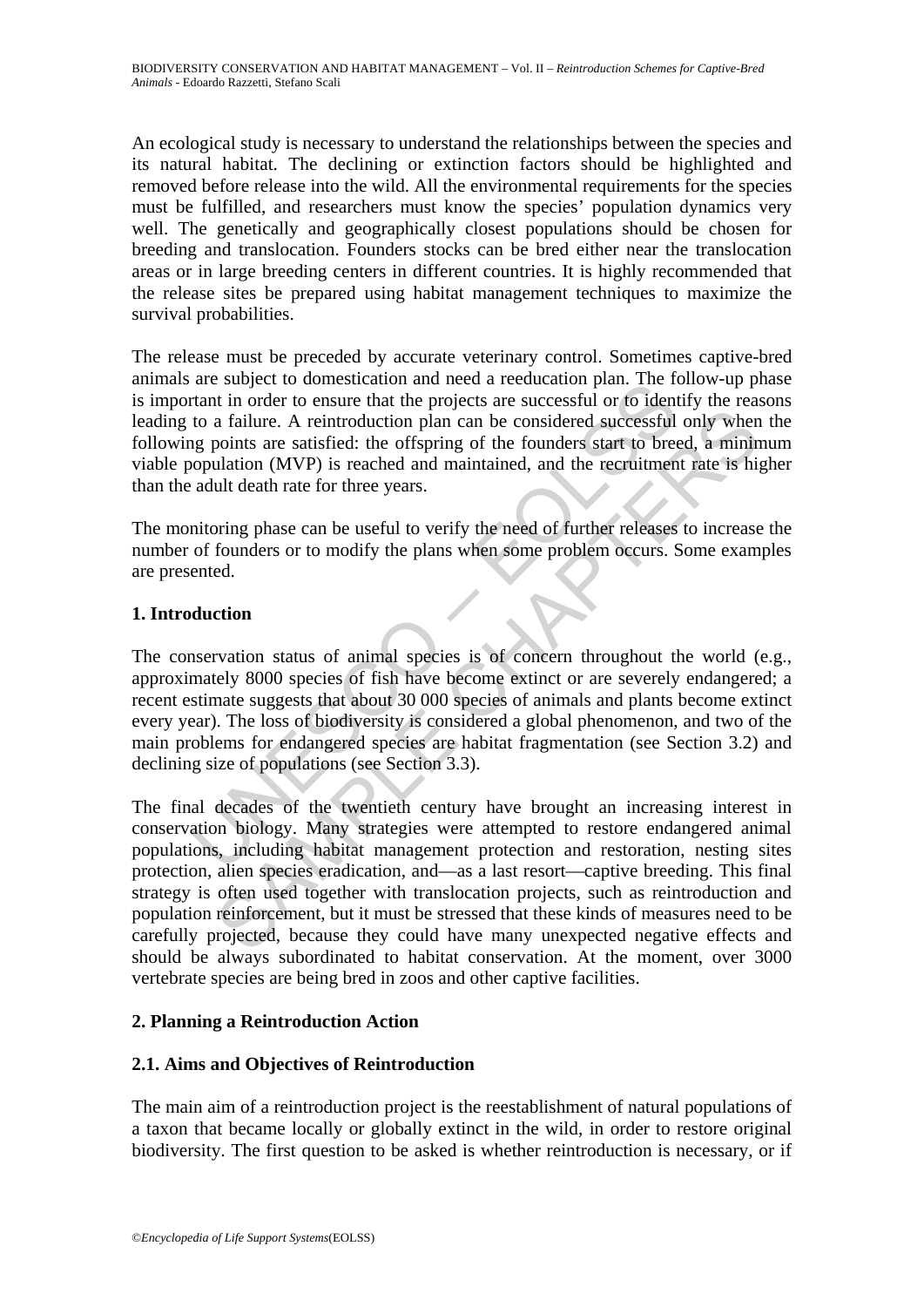An ecological study is necessary to understand the relationships between the species and its natural habitat. The declining or extinction factors should be highlighted and removed before release into the wild. All the environmental requirements for the species must be fulfilled, and researchers must know the species' population dynamics very well. The genetically and geographically closest populations should be chosen for breeding and translocation. Founders stocks can be bred either near the translocation areas or in large breeding centers in different countries. It is highly recommended that the release sites be prepared using habitat management techniques to maximize the survival probabilities.

The release must be preceded by accurate veterinary control. Sometimes captive-bred animals are subject to domestication and need a reeducation plan. The follow-up phase is important in order to ensure that the projects are successful or to identify the reasons leading to a failure. A reintroduction plan can be considered successful only when the following points are satisfied: the offspring of the founders start to breed, a minimum viable population (MVP) is reached and maintained, and the recruitment rate is higher than the adult death rate for three years.

The monitoring phase can be useful to verify the need of further releases to increase the number of founders or to modify the plans when some problem occurs. Some examples are presented.

## 1. Introduction

The conservation status of animal species is of concern throughout the world (e.g., approximately 8000 species of fish have become extinct or are severely endangered; a recent estimate suggests that about 30 000 species of animals and plants become extinct every year). The loss of biodiversity is considered a global phenomenon, and two of the main problems for endangered species are habitat fragmentation (see Section 3.2) and declining size of populations (see Section 3.3).

The final decades of the twentieth century have brought an increasing interest in conservation biology. Many strategies were attempted to restore endangered animal populations, including habitat management protection and restoration, nesting sites protection, alien species eradication, and—as a last resort—captive breeding. This final strategy is often used together with translocation projects, such as reintroduction and population reinforcement, but it must be stressed that these kinds of measures need to be carefully projected, because they could have many unexpected negative effects and should be always subordinated to habitat conservation. At the moment, over 3000 vertebrate species are being bred in zoos and other captive facilities.

## 2. Planning a Reintroduction Action

### 2.1. Aims and Objectives of Reintroduction

The main aim of a reintroduction project is the reestablishment of natural populations of a taxon that became locally or globally extinct in the wild, in order to restore original biodiversity. The first question to be asked is whether reintroduction is necessary, or if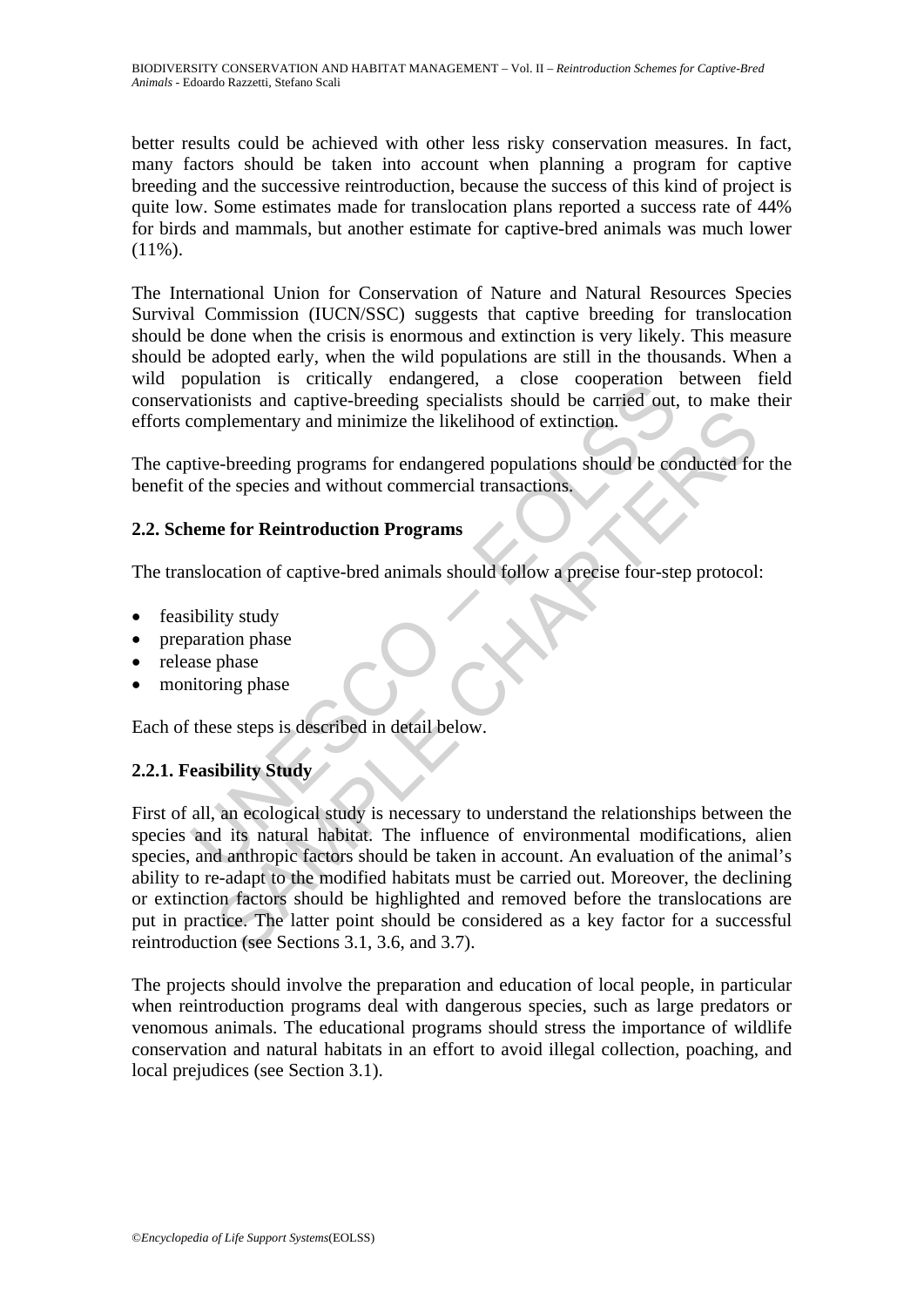better results could be achieved with other less risky conservation measures. In fact, many factors should be taken into account when planning a program for captive breeding and the successive reintroduction, because the success of this kind of project is quite low. Some estimates made for translocation plans reported a success rate of 44% for birds and mammals, but another estimate for captive-bred animals was much lower (11%).

The International Union for Conservation of Nature and Natural Resources Species Survival Commission (IUCN/SSC) suggests that captive breeding for translocation should be done when the crisis is enormous and extinction is very likely. This measure should be adopted early, when the wild populations are still in the thousands. When a wild population is critically endangered, a close cooperation between field conservationists and captive-breeding specialists should be carried out, to make their efforts complementary and minimize the likelihood of extinction.

The captive-breeding programs for endangered populations should be conducted for the benefit of the species and without commercial transactions.

### 2.2. Scheme for Reintroduction Programs

The translocation of captive-bred animals should follow a precise four-step protocol:

- feasibility study
- preparation phase
- release phase
- monitoring phase

Each of these steps is described in detail below.

#### 2.2.1. Feasibility Study

First of all, an ecological study is necessary to understand the relationships between the species and its natural habitat. The influence of environmental modifications, alien species, and anthropic factors should be taken in account. An evaluation of the animal's ability to re-adapt to the modified habitats must be carried out. Moreover, the declining or extinction factors should be highlighted and removed before the translocations are put in practice. The latter point should be considered as a key factor for a successful reintroduction (see Sections 3.1, 3.6, and 3.7).

The projects should involve the preparation and education of local people, in particular when reintroduction programs deal with dangerous species, such as large predators or venomous animals. The educational programs should stress the importance of wildlife conservation and natural habitats in an effort to avoid illegal collection, poaching, and local prejudices (see Section 3.1).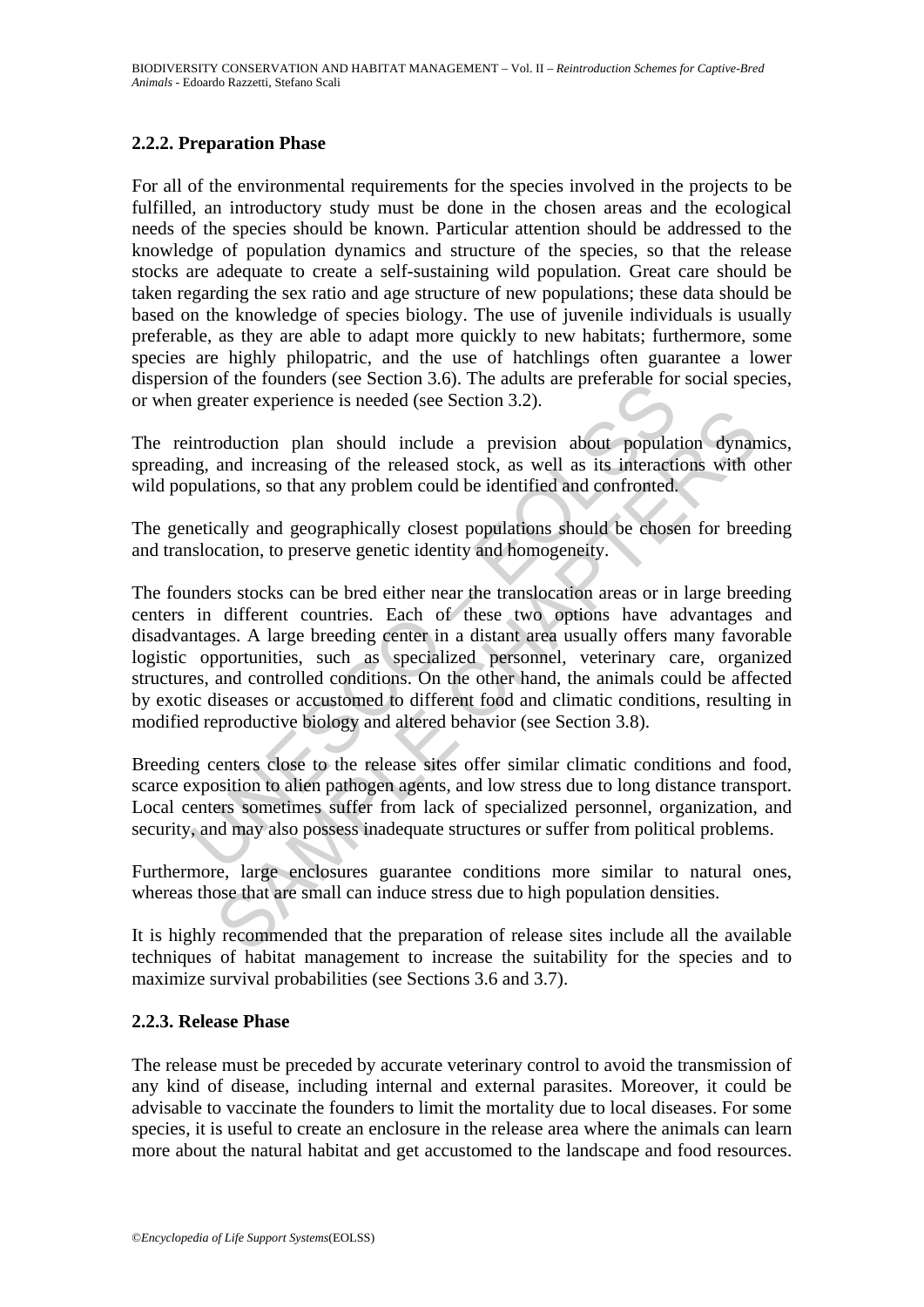### 2.2.2. Preparation Phase

For all of the environmental requirements for the species involved in the projects to be fulfilled, an introductory study must be done in the chosen areas and the ecological needs of the species should be known. Particular attention should be addressed to the knowledge of population dynamics and structure of the species, so that the release stocks are adequate to create a self-sustaining wild population. Great care should be taken regarding the sex ratio and age structure of new populations; these data should be based on the knowledge of species biology. The use of juvenile individuals is usually preferable, as they are able to adapt more quickly to new habitats; furthermore, some species are highly philopatric, and the use of hatchlings often guarantee a lower dispersion of the founders (see Section 3.6). The adults are preferable for social species, or when greater experience is needed (see Section 3.2).

The reintroduction plan should include a prevision about population dynamics, spreading, and increasing of the released stock, as well as its interactions with other wild populations, so that any problem could be identified and confronted.

The genetically and geographically closest populations should be chosen for breeding and translocation, to preserve genetic identity and homogeneity.

The founders stocks can be bred either near the translocation areas or in large breeding centers in different countries. Each of these two options have advantages and disadvantages. A large breeding center in a distant area usually offers many favorable logistic opportunities, such as specialized personnel, veterinary care, organized structures, and controlled conditions. On the other hand, the animals could be affected by exotic diseases or accustomed to different food and climatic conditions, resulting in modified reproductive biology and altered behavior (see Section 3.8).

Breeding centers close to the release sites offer similar climatic conditions and food, scarce exposition to alien pathogen agents, and low stress due to long distance transport. Local centers sometimes suffer from lack of specialized personnel, organization, and security, and may also possess inadequate structures or suffer from political problems.

Furthermore, large enclosures guarantee conditions more similar to natural ones, whereas those that are small can induce stress due to high population densities.

It is highly recommended that the preparation of release sites include all the available techniques of habitat management to increase the suitability for the species and to maximize survival probabilities (see Sections 3.6 and 3.7).

### 2.2.3. Release Phase

The release must be preceded by accurate veterinary control to avoid the transmission of any kind of disease, including internal and external parasites. Moreover, it could be advisable to vaccinate the founders to limit the mortality due to local diseases. For some species, it is useful to create an enclosure in the release area where the animals can learn more about the natural habitat and get accustomed to the landscape and food resources.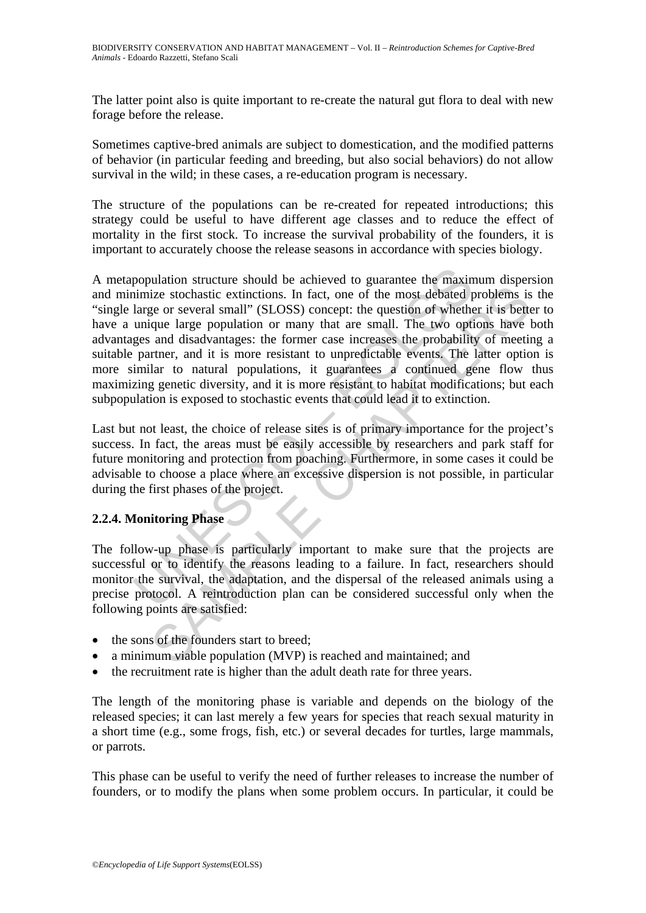The latter point also is quite important to re-create the natural gut flora to deal with new forage before the release.

Sometimes captive-bred animals are subject to domestication, and the modified patterns of behavior (in particular feeding and breeding, but also social behaviors) do not allow survival in the wild; in these cases, a re-education program is necessary.

The structure of the populations can be re-created for repeated introductions; this strategy could be useful to have different age classes and to reduce the effect of mortality in the first stock. To increase the survival probability of the founders, it is important to accurately choose the release seasons in accordance with species biology.

A metapopulation structure should be achieved to guarantee the maximum dispersion and minimize stochastic extinctions. In fact, one of the most debated problems is the "single large or several small" (SLOSS) concept: the question of whether it is better to have a unique large population or many that are small. The two options have both advantages and disadvantages: the former case increases the probability of meeting a suitable partner, and it is more resistant to unpredictable events. The latter option is more similar to natural populations, it guarantees a continued gene flow thus maximizing genetic diversity, and it is more resistant to habitat modifications; but each subpopulation is exposed to stochastic events that could lead it to extinction.

Last but not least, the choice of release sites is of primary importance for the project's success. In fact, the areas must be easily accessible by researchers and park staff for future monitoring and protection from poaching. Furthermore, in some cases it could be advisable to choose a place where an excessive dispersion is not possible, in particular during the first phases of the project.

### 2.2.4. Monitoring Phase

The follow-up phase is particularly important to make sure that the projects are successful or to identify the reasons leading to a failure. In fact, researchers should monitor the survival, the adaptation, and the dispersal of the released animals using a precise protocol. A reintroduction plan can be considered successful only when the following points are satisfied:

- the sons of the founders start to breed;
- a minimum viable population (MVP) is reached and maintained; and
- the recruitment rate is higher than the adult death rate for three years.

The length of the monitoring phase is variable and depends on the biology of the released species; it can last merely a few years for species that reach sexual maturity in a short time (e.g., some frogs, fish, etc.) or several decades for turtles, large mammals, or parrots.

This phase can be useful to verify the need of further releases to increase the number of founders, or to modify the plans when some problem occurs. In particular, it could be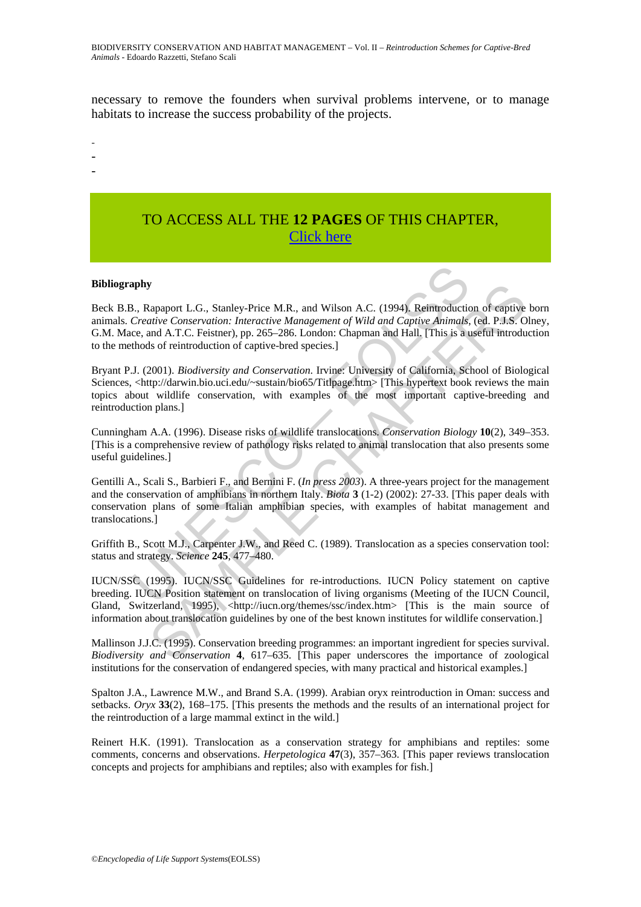necessary to remove the founders when survival problems intervene, or to manage habitats to increase the success probability of the projects.

-
-
-

TO ACCESS ALL THE **12 PAGES** OF THIS CHAPTER,
Click here

**Bibliography**

Beck B.B., Rapaport L.G., Stanley-Price M.R., and Wilson A.C. (1994). Reintroduction of captive born animals. *Creative Conservation: Interactive Management of Wild and Captive Animals*, (ed. P.J.S. Olney, G.M. Mace, and A.T.C. Feistner), pp. 265–286. London: Chapman and Hall. [This is a useful introduction to the methods of reintroduction of captive-bred species.]

Bryant P.J. (2001). *Biodiversity and Conservation*. Irvine: University of California, School of Biological Sciences, <http://darwin.bio.uci.edu/~sustain/bio65/Titlpage.htm> [This hypertext book reviews the main topics about wildlife conservation, with examples of the most important captive-breeding and reintroduction plans.]

Cunningham A.A. (1996). Disease risks of wildlife translocations. *Conservation Biology* **10**(2), 349–353. [This is a comprehensive review of pathology risks related to animal translocation that also presents some useful guidelines.]

Gentilli A., Scali S., Barbieri F., and Bernini F. (*In press 2003*). A three-years project for the management and the conservation of amphibians in northern Italy. *Biota* **3** (1-2) (2002): 27-33. [This paper deals with conservation plans of some Italian amphibian species, with examples of habitat management and translocations.]

Griffith B., Scott M.J., Carpenter J.W., and Reed C. (1989). Translocation as a species conservation tool: status and strategy. *Science* **245**, 477–480.

IUCN/SSC (1995). IUCN/SSC Guidelines for re-introductions. IUCN Policy statement on captive breeding. IUCN Position statement on translocation of living organisms (Meeting of the IUCN Council, Gland, Switzerland, 1995), <http://iucn.org/themes/ssc/index.htm> [This is the main source of information about translocation guidelines by one of the best known institutes for wildlife conservation.]

Mallinson J.J.C. (1995). Conservation breeding programmes: an important ingredient for species survival. *Biodiversity and Conservation* **4**, 617–635. [This paper underscores the importance of zoological institutions for the conservation of endangered species, with many practical and historical examples.]

Spalton J.A., Lawrence M.W., and Brand S.A. (1999). Arabian oryx reintroduction in Oman: success and setbacks. *Oryx* **33**(2), 168–175. [This presents the methods and the results of an international project for the reintroduction of a large mammal extinct in the wild.]

Reinert H.K. (1991). Translocation as a conservation strategy for amphibians and reptiles: some comments, concerns and observations. *Herpetologica* **47**(3), 357–363. [This paper reviews translocation concepts and projects for amphibians and reptiles; also with examples for fish.]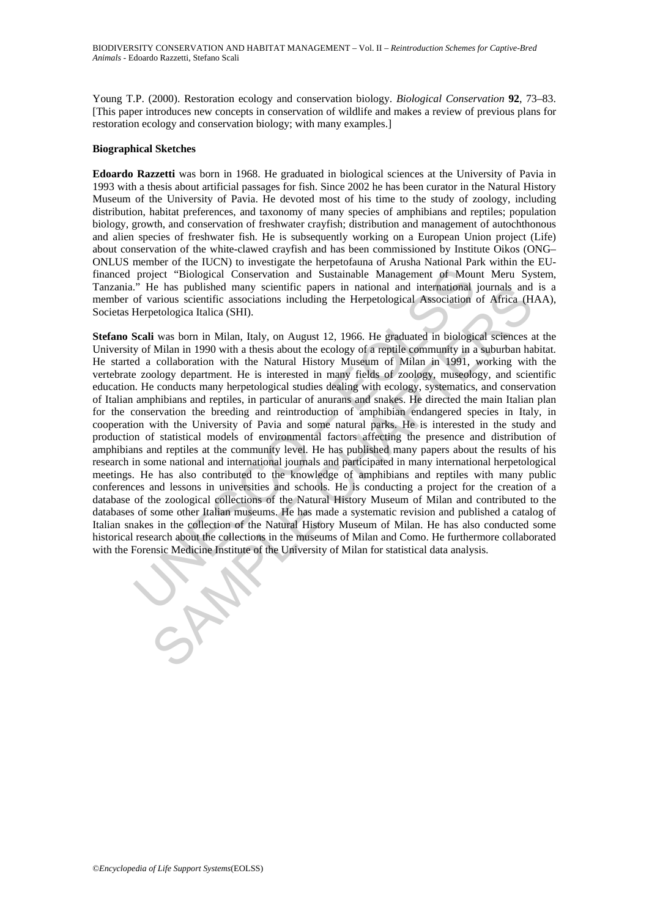Young T.P. (2000). Restoration ecology and conservation biology. *Biological Conservation* **92**, 73–83. [This paper introduces new concepts in conservation of wildlife and makes a review of previous plans for restoration ecology and conservation biology; with many examples.]

**Biographical Sketches**

**Edoardo Razzetti** was born in 1968. He graduated in biological sciences at the University of Pavia in 1993 with a thesis about artificial passages for fish. Since 2002 he has been curator in the Natural History Museum of the University of Pavia. He devoted most of his time to the study of zoology, including distribution, habitat preferences, and taxonomy of many species of amphibians and reptiles; population biology, growth, and conservation of freshwater crayfish; distribution and management of autochthonous and alien species of freshwater fish. He is subsequently working on a European Union project (Life) about conservation of the white-clawed crayfish and has been commissioned by Institute Oikos (ONG–ONLUS member of the IUCN) to investigate the herpetofauna of Arusha National Park within the EU-financed project "Biological Conservation and Sustainable Management of Mount Meru System, Tanzania." He has published many scientific papers in national and international journals and is a member of various scientific associations including the Herpetological Association of Africa (HAA), Societas Herpetologica Italica (SHI).

**Stefano Scali** was born in Milan, Italy, on August 12, 1966. He graduated in biological sciences at the University of Milan in 1990 with a thesis about the ecology of a reptile community in a suburban habitat. He started a collaboration with the Natural History Museum of Milan in 1991, working with the vertebrate zoology department. He is interested in many fields of zoology, museology, and scientific education. He conducts many herpetological studies dealing with ecology, systematics, and conservation of Italian amphibians and reptiles, in particular of anurans and snakes. He directed the main Italian plan for the conservation the breeding and reintroduction of amphibian endangered species in Italy, in cooperation with the University of Pavia and some natural parks. He is interested in the study and production of statistical models of environmental factors affecting the presence and distribution of amphibians and reptiles at the community level. He has published many papers about the results of his research in some national and international journals and participated in many international herpetological meetings. He has also contributed to the knowledge of amphibians and reptiles with many public conferences and lessons in universities and schools. He is conducting a project for the creation of a database of the zoological collections of the Natural History Museum of Milan and contributed to the databases of some other Italian museums. He has made a systematic revision and published a catalog of Italian snakes in the collection of the Natural History Museum of Milan. He has also conducted some historical research about the collections in the museums of Milan and Como. He furthermore collaborated with the Forensic Medicine Institute of the University of Milan for statistical data analysis.